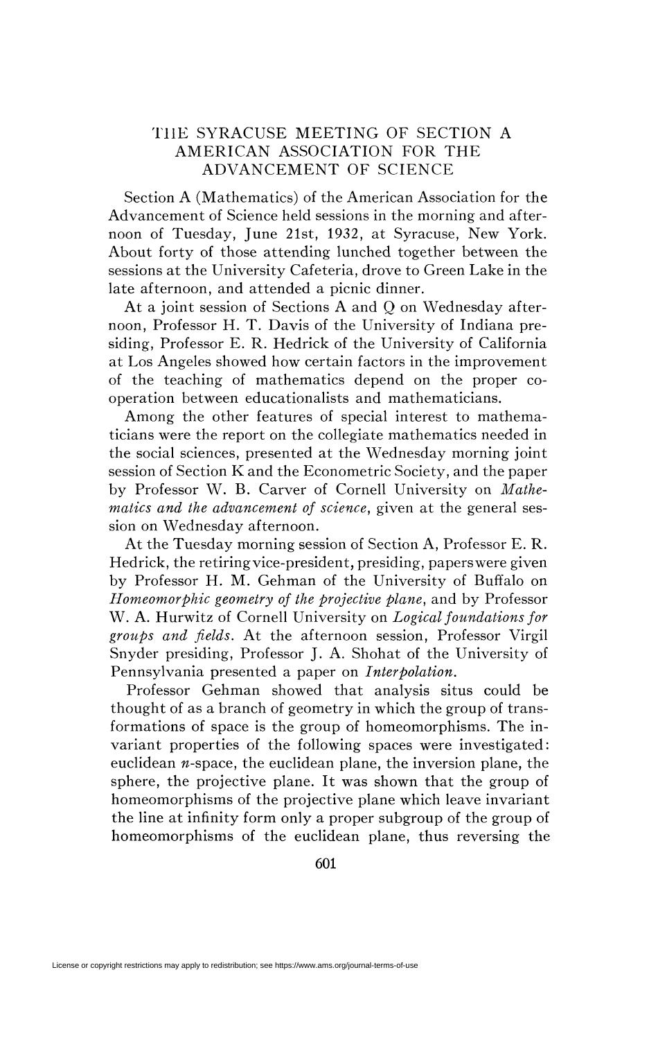# THE SYRACUSE MEETING OF SECTION A AMERICAN ASSOCIATION FOR THE ADVANCEMENT OF SCIENCE

Section A (Mathematics) of the American Association for the Advancement of Science held sessions in the morning and afternoon of Tuesday, June 21st, 1932, at Syracuse, New York. About forty of those attending lunched together between the sessions at the University Cafeteria, drove to Green Lake in the late afternoon, and attended a picnic dinner.

At a joint session of Sections A and Q on Wednesday afternoon, Professor H. T. Davis of the University of Indiana presiding, Professor E. R. Hedrick of the University of California at Los Angeles showed how certain factors in the improvement of the teaching of mathematics depend on the proper cooperation between educationalists and mathematicians.

Among the other features of special interest to mathematicians were the report on the collegiate mathematics needed in the social sciences, presented at the Wednesday morning joint session of Section K and the Econometric Society, and the paper by Professor W. B. Carver of Cornell University on *Mathematics and the advancement of science*, given at the general session on Wednesday afternoon.

At the Tuesday morning session of Section A, Professor E. R. Hedrick, the retiring vice-president, presiding, papers were given by Professor H. M. Gehman of the University of Buffalo on *Homeomorphic geometry of the projective plane*, and by Professor W. A. Hurwitz of Cornell University on *Logical foundations for groups and fields*. At the afternoon session, Professor Virgil Snyder presiding, Professor J. A. Shohat of the University of Pennsylvania presented a paper on *Interpolation*.

Professor Gehman showed that analysis situs could be thought of as a branch of geometry in which the group of transformations of space is the group of homeomorphisms. The invariant properties of the following spaces were investigated: euclidean $n$-space, the euclidean plane, the inversion plane, the sphere, the projective plane. It was shown that the group of homeomorphisms of the projective plane which leave invariant the line at infinity form only a proper subgroup of the group of homeomorphisms of the euclidean plane, thus reversing the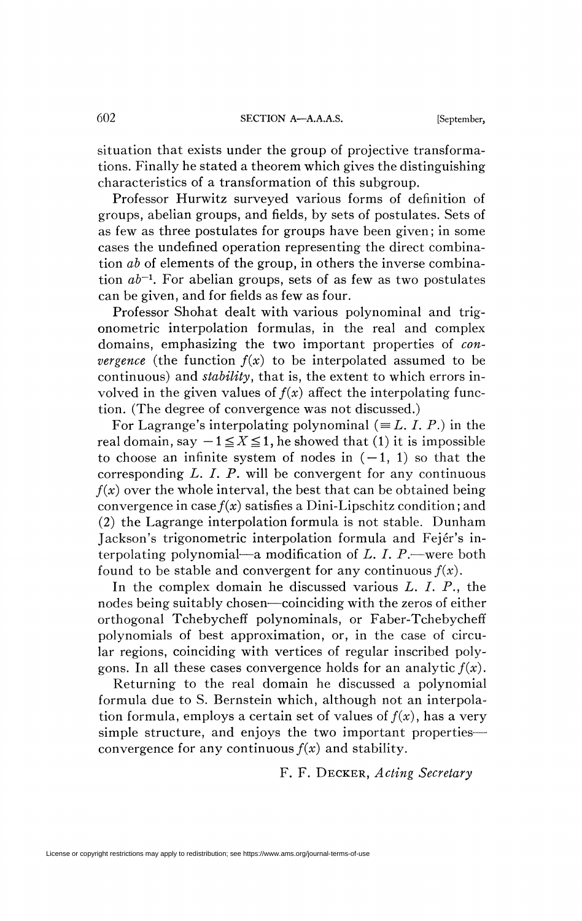situation that exists under the group of projective transformations. Finally he stated a theorem which gives the distinguishing characteristics of a transformation of this subgroup.

Professor Hurwitz surveyed various forms of definition of groups, abelian groups, and fields, by sets of postulates. Sets of as few as three postulates for groups have been given; in some cases the undefined operation representing the direct combination $ab$ of elements of the group, in others the inverse combination $ab^{-1}$. For abelian groups, sets of as few as two postulates can be given, and for fields as few as four.

Professor Shohat dealt with various polynominal and trigonometric interpolation formulas, in the real and complex domains, emphasizing the two important properties of *convergence* (the function $f(x)$ to be interpolated assumed to be continuous) and *stability*, that is, the extent to which errors involved in the given values of $f(x)$ affect the interpolating function. (The degree of convergence was not discussed.)

For Lagrange's interpolating polynominal ($\equiv L.\ I.\ P.$) in the real domain, say $-1 \leqq X \leqq 1$, he showed that (1) it is impossible to choose an infinite system of nodes in $(-1, 1)$ so that the corresponding $L.\ I.\ P.$ will be convergent for any continuous $f(x)$ over the whole interval, the best that can be obtained being convergence in case $f(x)$ satisfies a Dini-Lipschitz condition; and (2) the Lagrange interpolation formula is not stable. Dunham Jackson's trigonometric interpolation formula and Fejér's interpolating polynomial—a modification of $L.\ I.\ P.$—were both found to be stable and convergent for any continuous $f(x)$.

In the complex domain he discussed various $L.\ I.\ P.$, the nodes being suitably chosen—coinciding with the zeros of either orthogonal Tchebycheff polynominals, or Faber-Tchebycheff polynomials of best approximation, or, in the case of circular regions, coinciding with vertices of regular inscribed polygons. In all these cases convergence holds for an analytic $f(x)$.

Returning to the real domain he discussed a polynomial formula due to S. Bernstein which, although not an interpolation formula, employs a certain set of values of $f(x)$, has a very simple structure, and enjoys the two important properties—convergence for any continuous $f(x)$ and stability.

F. F. DECKER, *Acting Secretary*